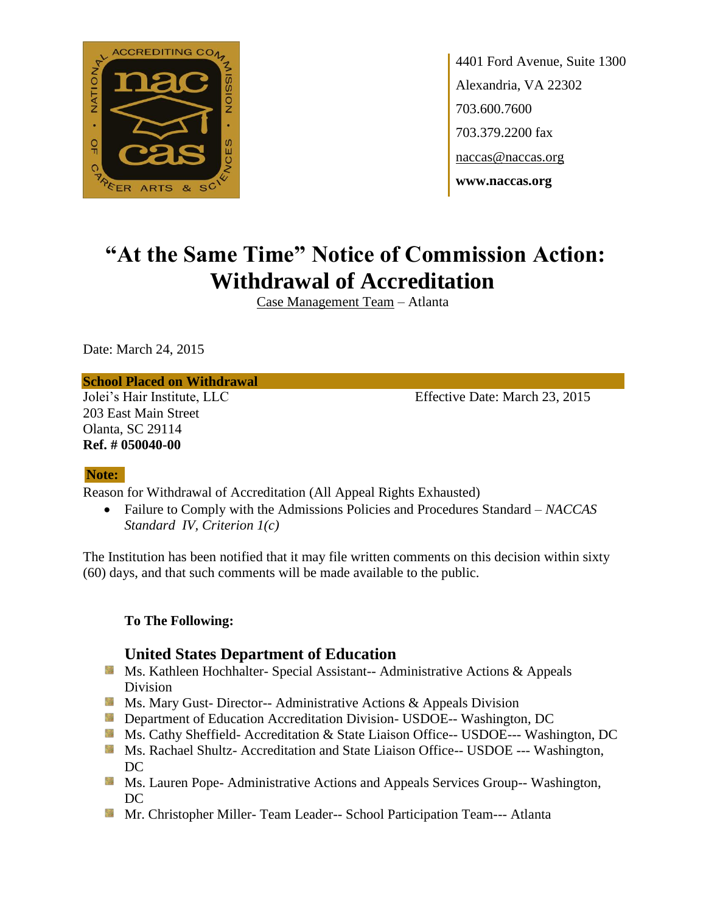4401 Ford Avenue, Suite 1300
Alexandria, VA 22302
703.600.7600
703.379.2200 fax
naccas@naccas.org
**www.naccas.org**

# "At the Same Time" Notice of Commission Action: Withdrawal of Accreditation

Case Management Team – Atlanta

Date: March 24, 2015

**School Placed on Withdrawal**

Jolei's Hair Institute, LLC
203 East Main Street
Olanta, SC 29114
**Ref. # 050040-00**

Effective Date: March 23, 2015

**Note:**

Reason for Withdrawal of Accreditation (All Appeal Rights Exhausted)

- Failure to Comply with the Admissions Policies and Procedures Standard – *NACCAS Standard IV, Criterion 1(c)*

The Institution has been notified that it may file written comments on this decision within sixty (60) days, and that such comments will be made available to the public.

**To The Following:**

### United States Department of Education

- Ms. Kathleen Hochhalter- Special Assistant-- Administrative Actions & Appeals Division
- Ms. Mary Gust- Director-- Administrative Actions & Appeals Division
- Department of Education Accreditation Division- USDOE-- Washington, DC
- Ms. Cathy Sheffield- Accreditation & State Liaison Office-- USDOE--- Washington, DC
- Ms. Rachael Shultz- Accreditation and State Liaison Office-- USDOE --- Washington, DC
- Ms. Lauren Pope- Administrative Actions and Appeals Services Group-- Washington, DC
- Mr. Christopher Miller- Team Leader-- School Participation Team--- Atlanta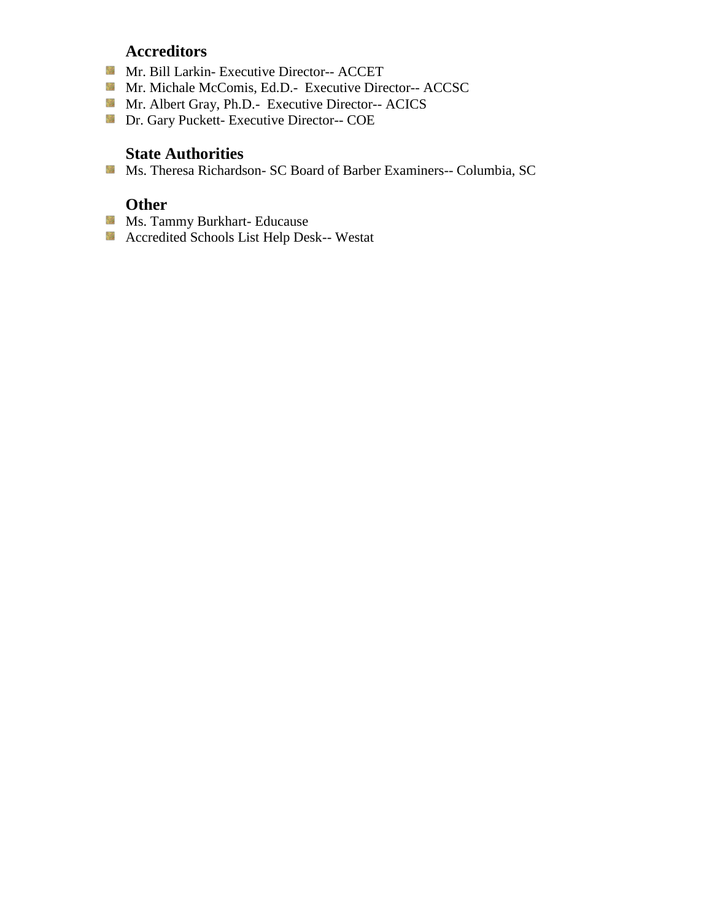### Accreditors

- Mr. Bill Larkin- Executive Director-- ACCET
- Mr. Michale McComis, Ed.D.- Executive Director-- ACCSC
- Mr. Albert Gray, Ph.D.- Executive Director-- ACICS
- Dr. Gary Puckett- Executive Director-- COE

### State Authorities

- Ms. Theresa Richardson- SC Board of Barber Examiners-- Columbia, SC

### Other

- Ms. Tammy Burkhart- Educause
- Accredited Schools List Help Desk-- Westat